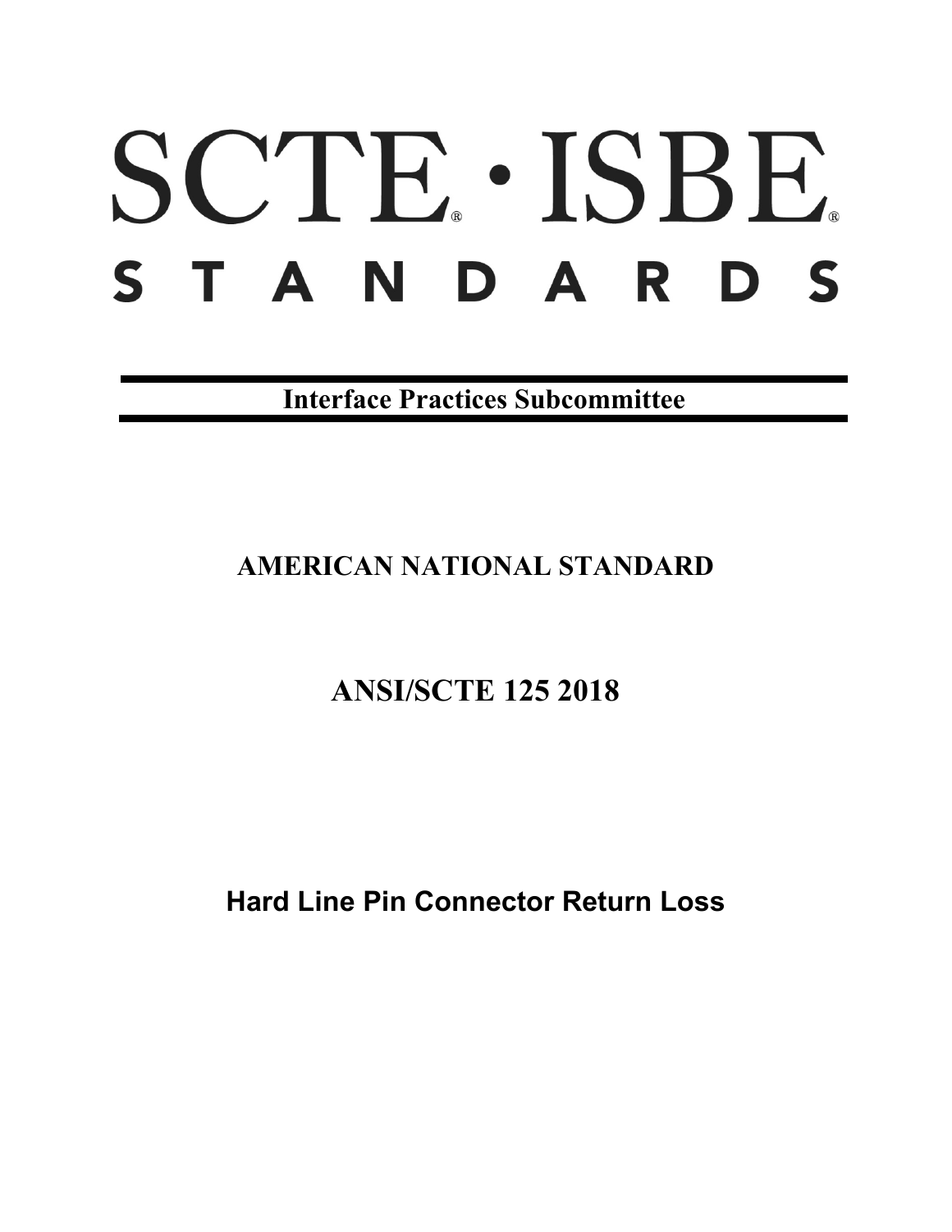# SCTE® · ISBE®
# STANDARDS

**Interface Practices Subcommittee**

**AMERICAN NATIONAL STANDARD**

**ANSI/SCTE 125 2018**

**Hard Line Pin Connector Return Loss**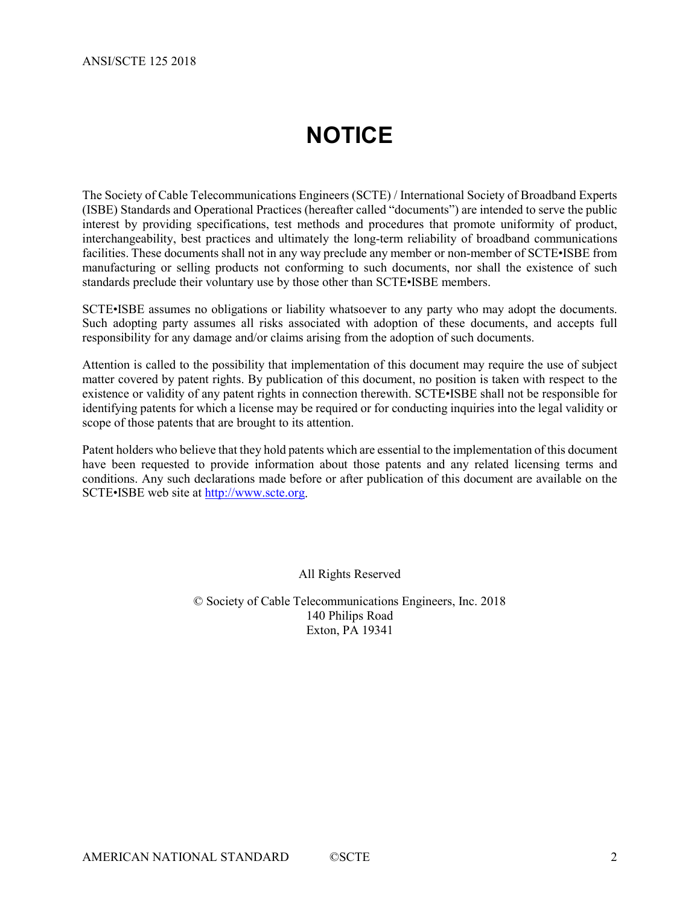# NOTICE

The Society of Cable Telecommunications Engineers (SCTE) / International Society of Broadband Experts (ISBE) Standards and Operational Practices (hereafter called "documents") are intended to serve the public interest by providing specifications, test methods and procedures that promote uniformity of product, interchangeability, best practices and ultimately the long-term reliability of broadband communications facilities. These documents shall not in any way preclude any member or non-member of SCTE•ISBE from manufacturing or selling products not conforming to such documents, nor shall the existence of such standards preclude their voluntary use by those other than SCTE•ISBE members.

SCTE•ISBE assumes no obligations or liability whatsoever to any party who may adopt the documents. Such adopting party assumes all risks associated with adoption of these documents, and accepts full responsibility for any damage and/or claims arising from the adoption of such documents.

Attention is called to the possibility that implementation of this document may require the use of subject matter covered by patent rights. By publication of this document, no position is taken with respect to the existence or validity of any patent rights in connection therewith. SCTE•ISBE shall not be responsible for identifying patents for which a license may be required or for conducting inquiries into the legal validity or scope of those patents that are brought to its attention.

Patent holders who believe that they hold patents which are essential to the implementation of this document have been requested to provide information about those patents and any related licensing terms and conditions. Any such declarations made before or after publication of this document are available on the SCTE•ISBE web site at http://www.scte.org.

All Rights Reserved

© Society of Cable Telecommunications Engineers, Inc. 2018
140 Philips Road
Exton, PA 19341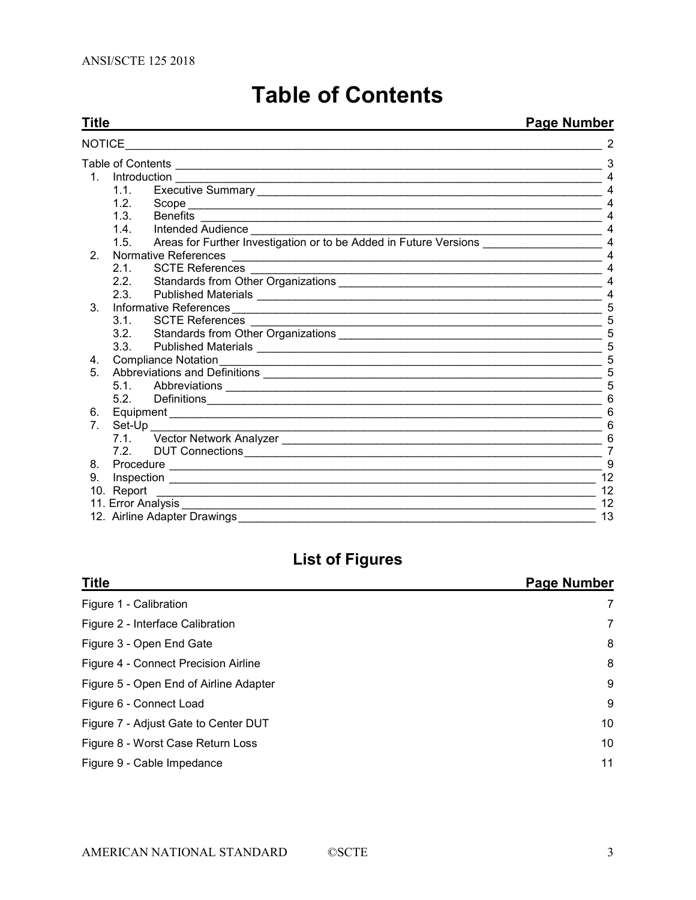# Table of Contents

| Title | Page Number |
|---|---|
| NOTICE | 2 |
| Table of Contents | 3 |
| 1. Introduction | 4 |
| 1.1. Executive Summary | 4 |
| 1.2. Scope | 4 |
| 1.3. Benefits | 4 |
| 1.4. Intended Audience | 4 |
| 1.5. Areas for Further Investigation or to be Added in Future Versions | 4 |
| 2. Normative References | 4 |
| 2.1. SCTE References | 4 |
| 2.2. Standards from Other Organizations | 4 |
| 2.3. Published Materials | 4 |
| 3. Informative References | 5 |
| 3.1. SCTE References | 5 |
| 3.2. Standards from Other Organizations | 5 |
| 3.3. Published Materials | 5 |
| 4. Compliance Notation | 5 |
| 5. Abbreviations and Definitions | 5 |
| 5.1. Abbreviations | 5 |
| 5.2. Definitions | 6 |
| 6. Equipment | 6 |
| 7. Set-Up | 6 |
| 7.1. Vector Network Analyzer | 6 |
| 7.2. DUT Connections | 7 |
| 8. Procedure | 9 |
| 9. Inspection | 12 |
| 10. Report | 12 |
| 11. Error Analysis | 12 |
| 12. Airline Adapter Drawings | 13 |

## List of Figures

| Title | Page Number |
|---|---|
| Figure 1 - Calibration | 7 |
| Figure 2 - Interface Calibration | 7 |
| Figure 3 - Open End Gate | 8 |
| Figure 4 - Connect Precision Airline | 8 |
| Figure 5 - Open End of Airline Adapter | 9 |
| Figure 6 - Connect Load | 9 |
| Figure 7 - Adjust Gate to Center DUT | 10 |
| Figure 8 - Worst Case Return Loss | 10 |
| Figure 9 - Cable Impedance | 11 |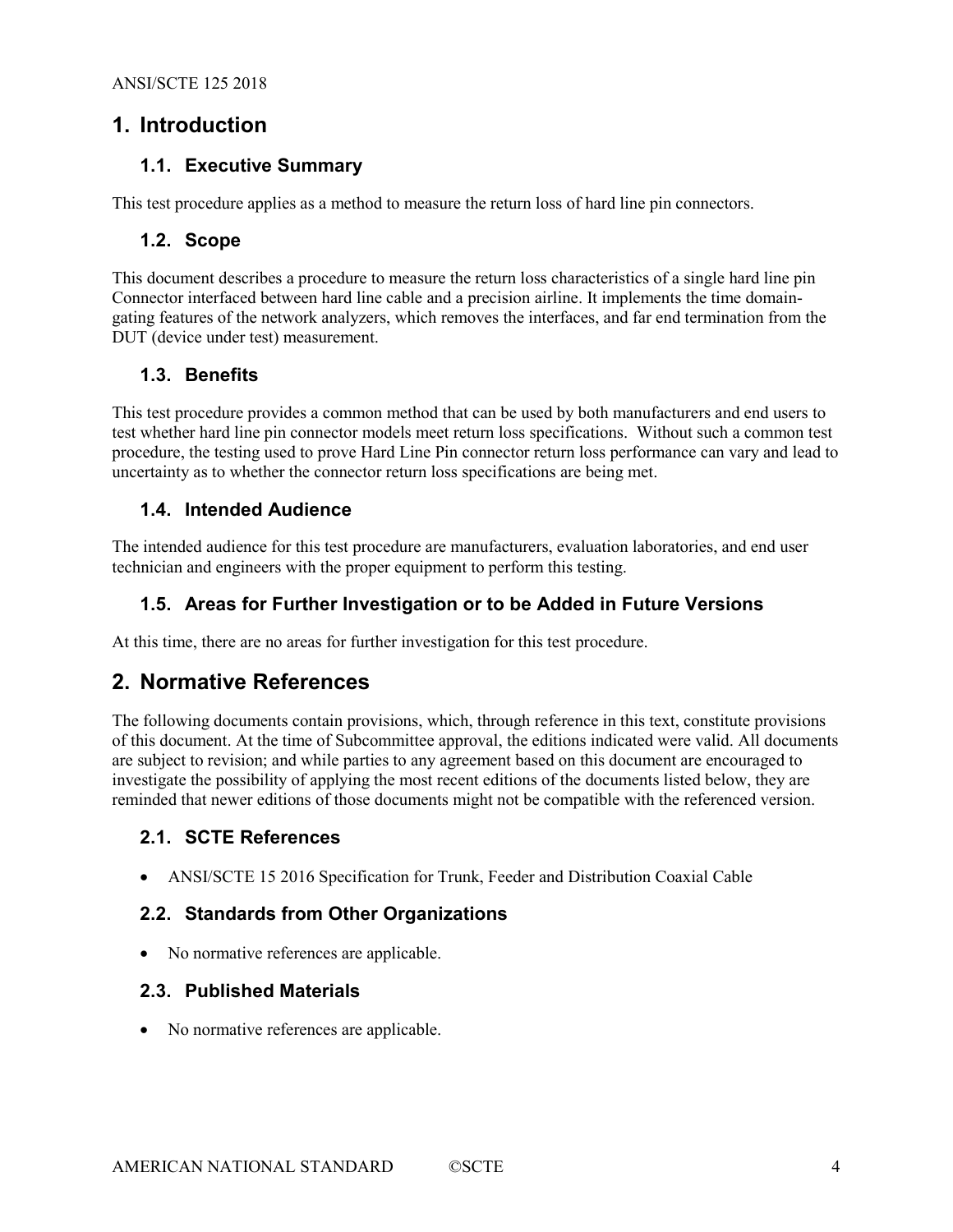# 1. Introduction

## 1.1. Executive Summary

This test procedure applies as a method to measure the return loss of hard line pin connectors.

## 1.2. Scope

This document describes a procedure to measure the return loss characteristics of a single hard line pin Connector interfaced between hard line cable and a precision airline. It implements the time domain-gating features of the network analyzers, which removes the interfaces, and far end termination from the DUT (device under test) measurement.

## 1.3. Benefits

This test procedure provides a common method that can be used by both manufacturers and end users to test whether hard line pin connector models meet return loss specifications. Without such a common test procedure, the testing used to prove Hard Line Pin connector return loss performance can vary and lead to uncertainty as to whether the connector return loss specifications are being met.

## 1.4. Intended Audience

The intended audience for this test procedure are manufacturers, evaluation laboratories, and end user technician and engineers with the proper equipment to perform this testing.

## 1.5. Areas for Further Investigation or to be Added in Future Versions

At this time, there are no areas for further investigation for this test procedure.

# 2. Normative References

The following documents contain provisions, which, through reference in this text, constitute provisions of this document. At the time of Subcommittee approval, the editions indicated were valid. All documents are subject to revision; and while parties to any agreement based on this document are encouraged to investigate the possibility of applying the most recent editions of the documents listed below, they are reminded that newer editions of those documents might not be compatible with the referenced version.

## 2.1. SCTE References

- ANSI/SCTE 15 2016 Specification for Trunk, Feeder and Distribution Coaxial Cable

## 2.2. Standards from Other Organizations

- No normative references are applicable.

## 2.3. Published Materials

- No normative references are applicable.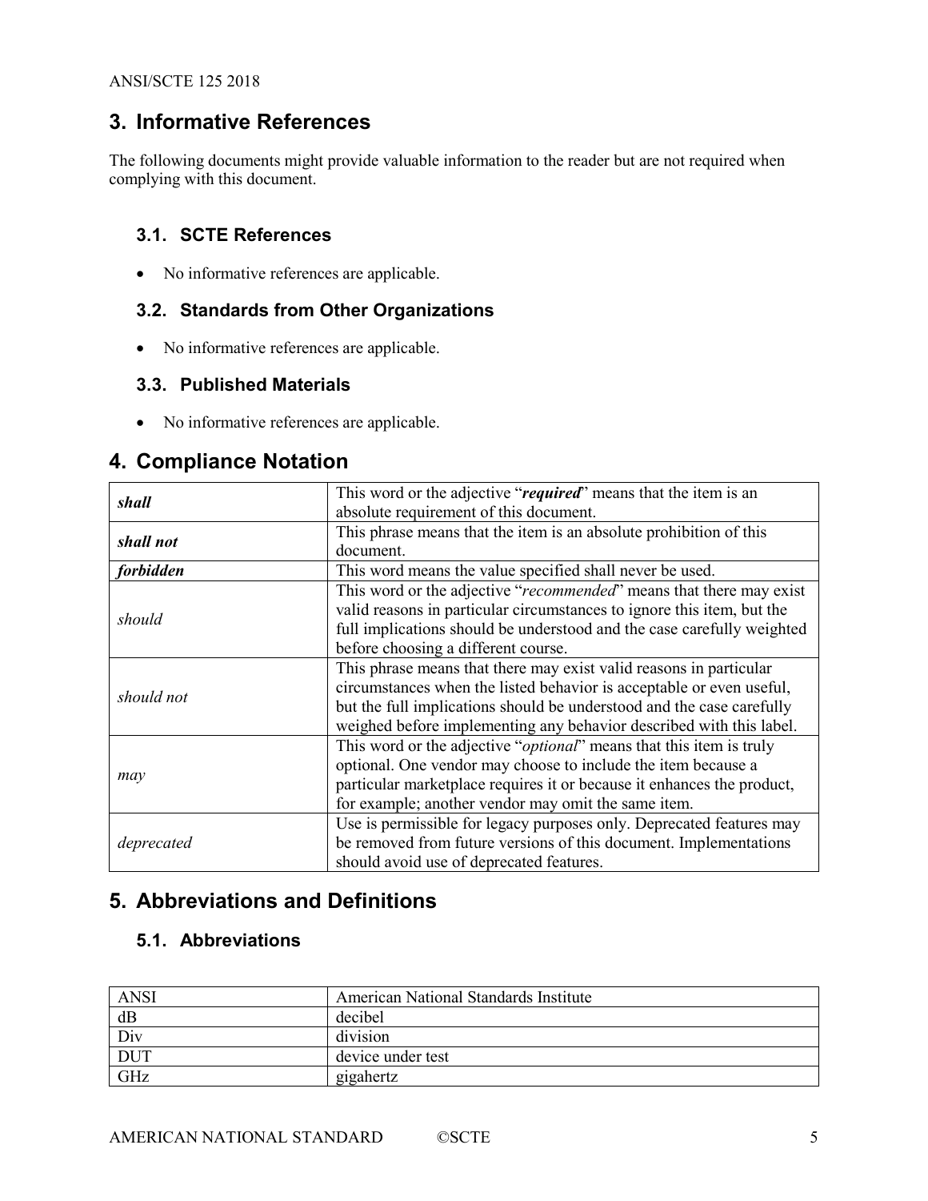## 3. Informative References

The following documents might provide valuable information to the reader but are not required when complying with this document.

### 3.1. SCTE References

- No informative references are applicable.

### 3.2. Standards from Other Organizations

- No informative references are applicable.

### 3.3. Published Materials

- No informative references are applicable.

## 4. Compliance Notation

| | |
|---|---|
| ***shall*** | This word or the adjective "***required***" means that the item is an absolute requirement of this document. |
| ***shall not*** | This phrase means that the item is an absolute prohibition of this document. |
| ***forbidden*** | This word means the value specified shall never be used. |
| *should* | This word or the adjective "*recommended*" means that there may exist valid reasons in particular circumstances to ignore this item, but the full implications should be understood and the case carefully weighted before choosing a different course. |
| *should not* | This phrase means that there may exist valid reasons in particular circumstances when the listed behavior is acceptable or even useful, but the full implications should be understood and the case carefully weighed before implementing any behavior described with this label. |
| *may* | This word or the adjective "*optional*" means that this item is truly optional. One vendor may choose to include the item because a particular marketplace requires it or because it enhances the product, for example; another vendor may omit the same item. |
| *deprecated* | Use is permissible for legacy purposes only. Deprecated features may be removed from future versions of this document. Implementations should avoid use of deprecated features. |

## 5. Abbreviations and Definitions

### 5.1. Abbreviations

| | |
|---|---|
| ANSI | American National Standards Institute |
| dB | decibel |
| Div | division |
| DUT | device under test |
| GHz | gigahertz |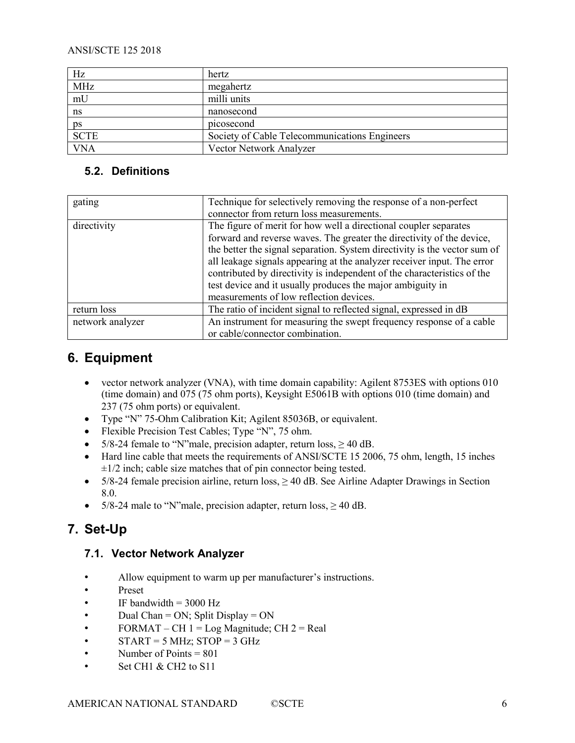| | |
|---|---|
| Hz | hertz |
| MHz | megahertz |
| mU | milli units |
| ns | nanosecond |
| ps | picosecond |
| SCTE | Society of Cable Telecommunications Engineers |
| VNA | Vector Network Analyzer |

### 5.2. Definitions

| | |
|---|---|
| gating | Technique for selectively removing the response of a non-perfect connector from return loss measurements. |
| directivity | The figure of merit for how well a directional coupler separates forward and reverse waves. The greater the directivity of the device, the better the signal separation. System directivity is the vector sum of all leakage signals appearing at the analyzer receiver input. The error contributed by directivity is independent of the characteristics of the test device and it usually produces the major ambiguity in measurements of low reflection devices. |
| return loss | The ratio of incident signal to reflected signal, expressed in dB |
| network analyzer | An instrument for measuring the swept frequency response of a cable or cable/connector combination. |

## 6. Equipment

- vector network analyzer (VNA), with time domain capability: Agilent 8753ES with options 010 (time domain) and 075 (75 ohm ports), Keysight E5061B with options 010 (time domain) and 237 (75 ohm ports) or equivalent.
- Type "N" 75-Ohm Calibration Kit; Agilent 85036B, or equivalent.
- Flexible Precision Test Cables; Type "N", 75 ohm.
- 5/8-24 female to "N"male, precision adapter, return loss, ≥ 40 dB.
- Hard line cable that meets the requirements of ANSI/SCTE 15 2006, 75 ohm, length, 15 inches ±1/2 inch; cable size matches that of pin connector being tested.
- 5/8-24 female precision airline, return loss, ≥ 40 dB. See Airline Adapter Drawings in Section 8.0.
- 5/8-24 male to "N"male, precision adapter, return loss, ≥ 40 dB.

## 7. Set-Up

### 7.1. Vector Network Analyzer

- Allow equipment to warm up per manufacturer's instructions.
- Preset
- IF bandwidth = 3000 Hz
- Dual Chan = ON; Split Display = ON
- FORMAT – CH 1 = Log Magnitude; CH 2 = Real
- START = 5 MHz; STOP = 3 GHz
- Number of Points = 801
- Set CH1 & CH2 to S11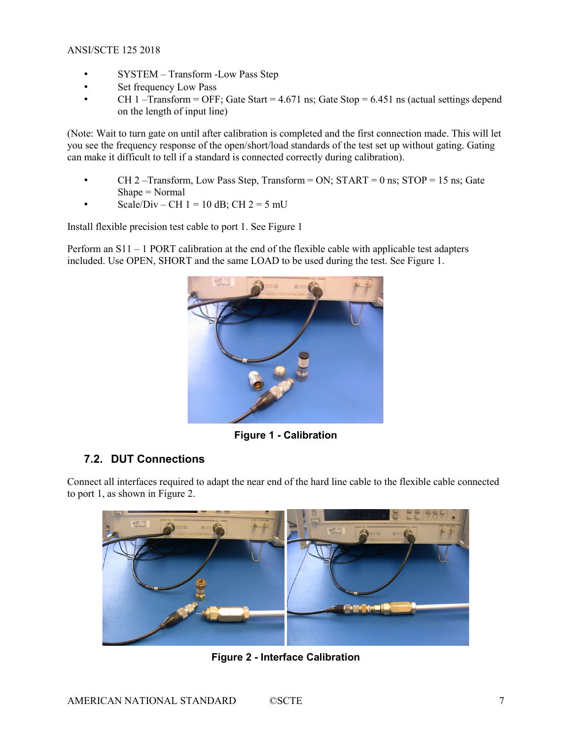- SYSTEM – Transform -Low Pass Step
- Set frequency Low Pass
- CH 1 –Transform = OFF; Gate Start = 4.671 ns; Gate Stop = 6.451 ns (actual settings depend on the length of input line)

(Note: Wait to turn gate on until after calibration is completed and the first connection made. This will let you see the frequency response of the open/short/load standards of the test set up without gating. Gating can make it difficult to tell if a standard is connected correctly during calibration).

- CH 2 –Transform, Low Pass Step, Transform = ON; START = 0 ns; STOP = 15 ns; Gate Shape = Normal
- Scale/Div – CH 1 = 10 dB; CH 2 = 5 mU

Install flexible precision test cable to port 1. See Figure 1

Perform an S11 – 1 PORT calibration at the end of the flexible cable with applicable test adapters included. Use OPEN, SHORT and the same LOAD to be used during the test. See Figure 1.

**Figure 1 - Calibration**

## 7.2. DUT Connections

Connect all interfaces required to adapt the near end of the hard line cable to the flexible cable connected to port 1, as shown in Figure 2.

**Figure 2 - Interface Calibration**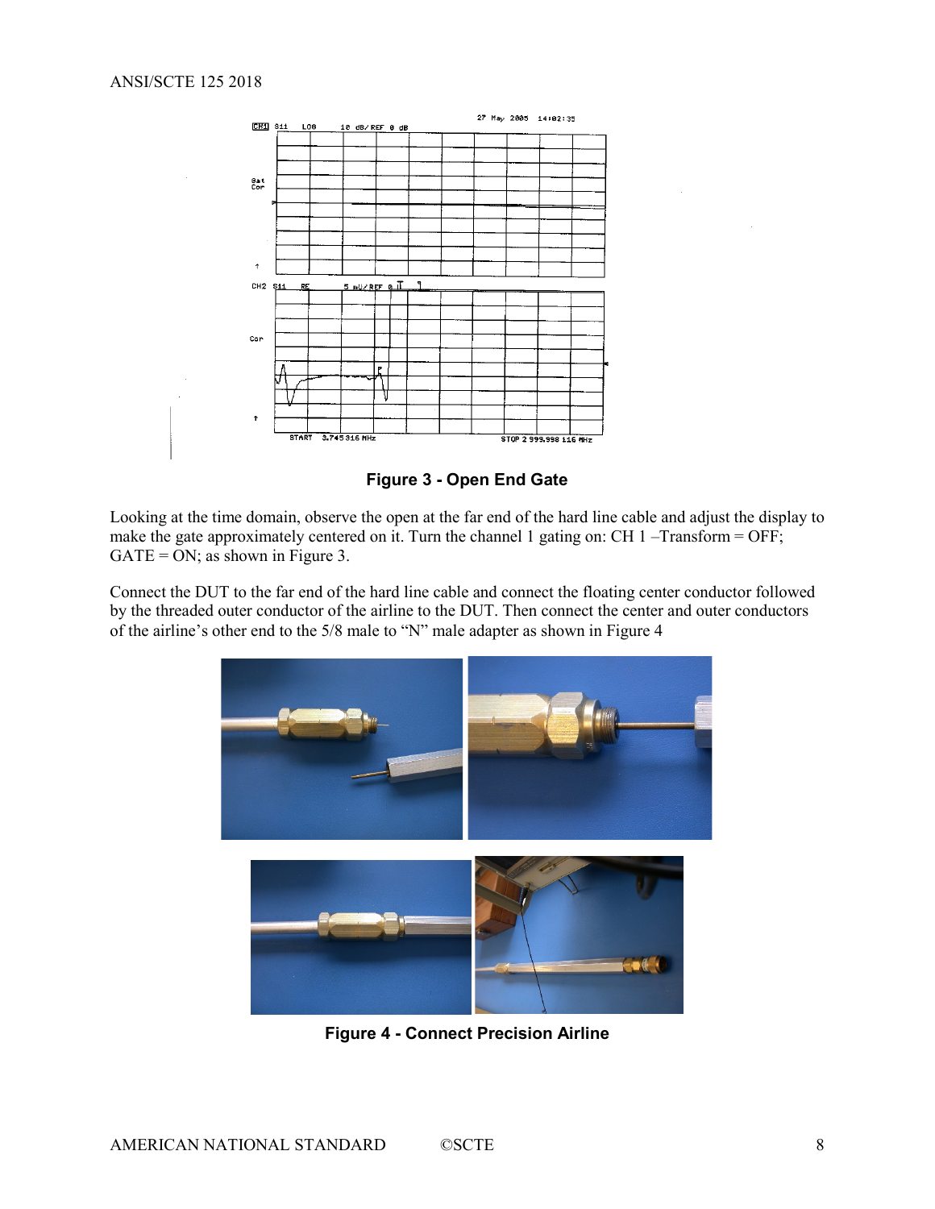**Figure 3 - Open End Gate**

Looking at the time domain, observe the open at the far end of the hard line cable and adjust the display to make the gate approximately centered on it. Turn the channel 1 gating on: CH 1 –Transform = OFF; GATE = ON; as shown in Figure 3.

Connect the DUT to the far end of the hard line cable and connect the floating center conductor followed by the threaded outer conductor of the airline to the DUT. Then connect the center and outer conductors of the airline's other end to the 5/8 male to "N" male adapter as shown in Figure 4

**Figure 4 - Connect Precision Airline**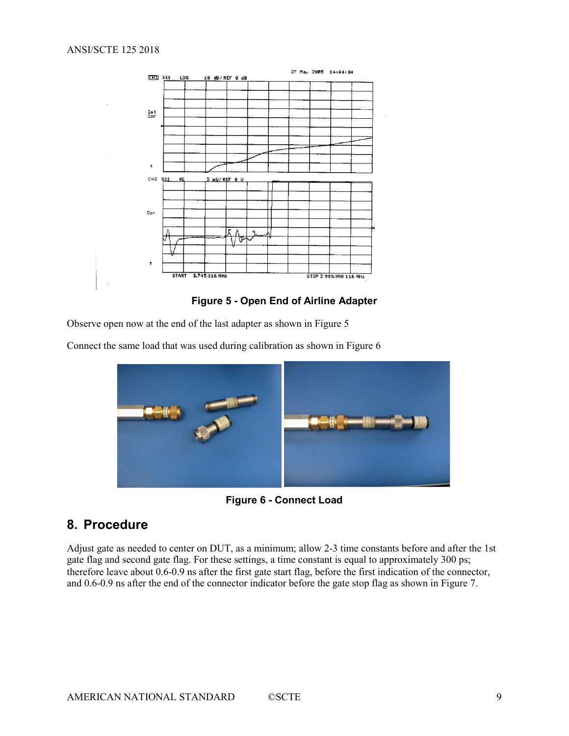**Figure 5 - Open End of Airline Adapter**

Observe open now at the end of the last adapter as shown in Figure 5

Connect the same load that was used during calibration as shown in Figure 6

**Figure 6 - Connect Load**

## 8. Procedure

Adjust gate as needed to center on DUT, as a minimum; allow 2-3 time constants before and after the 1st gate flag and second gate flag. For these settings, a time constant is equal to approximately 300 ps; therefore leave about 0.6-0.9 ns after the first gate start flag, before the first indication of the connector, and 0.6-0.9 ns after the end of the connector indicator before the gate stop flag as shown in Figure 7.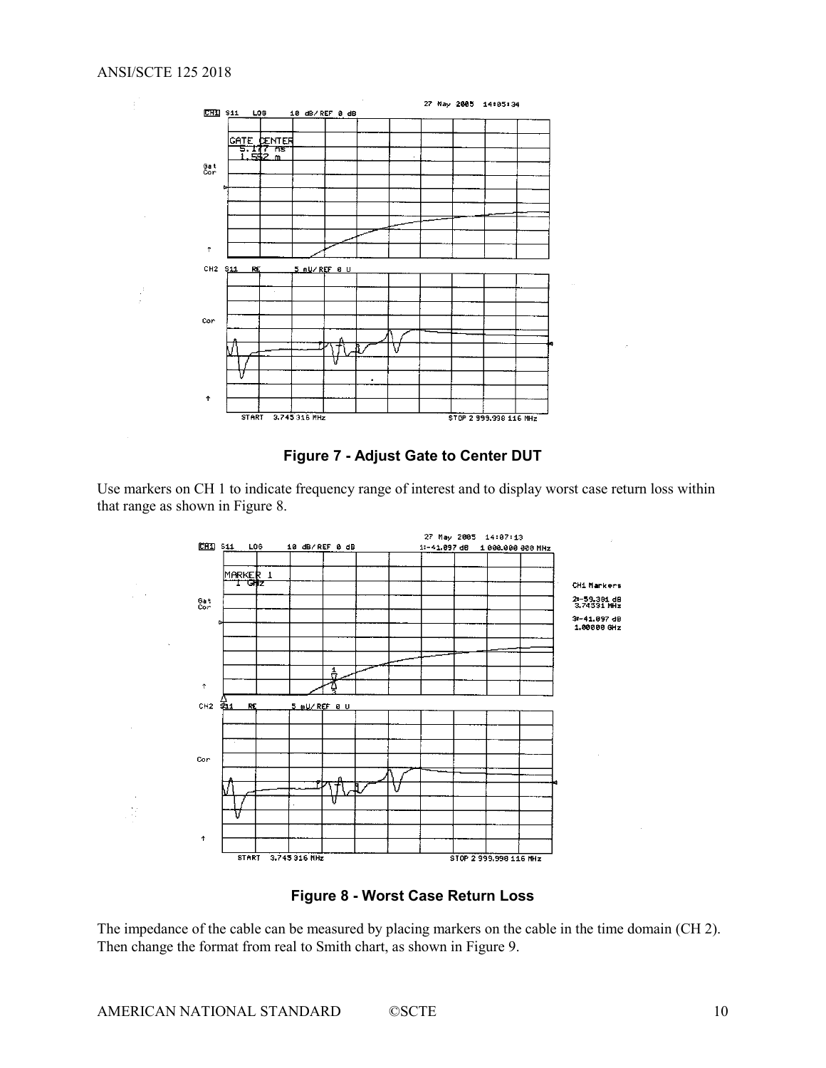**Figure 7 - Adjust Gate to Center DUT**

Use markers on CH 1 to indicate frequency range of interest and to display worst case return loss within that range as shown in Figure 8.

**Figure 8 - Worst Case Return Loss**

The impedance of the cable can be measured by placing markers on the cable in the time domain (CH 2). Then change the format from real to Smith chart, as shown in Figure 9.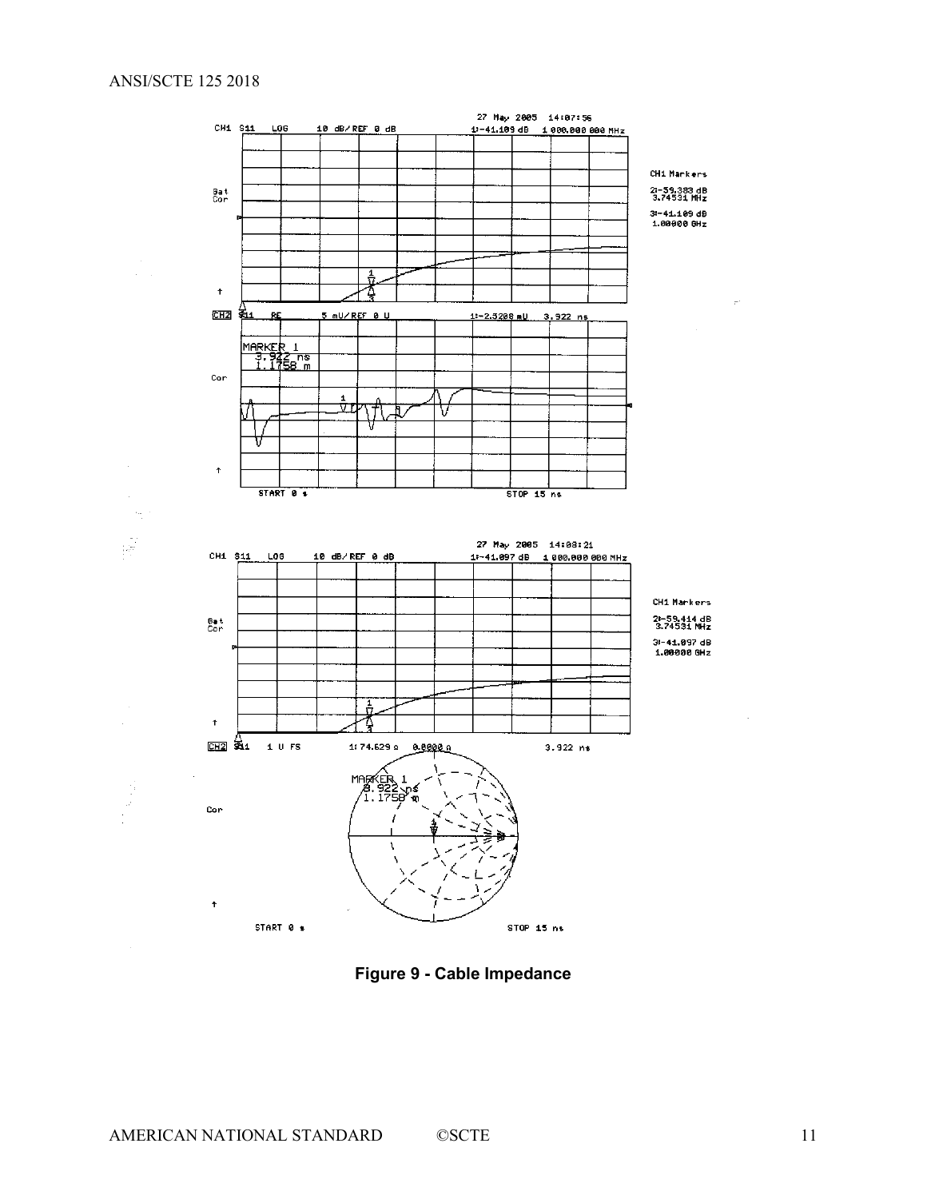Figure 9 - Cable Impedance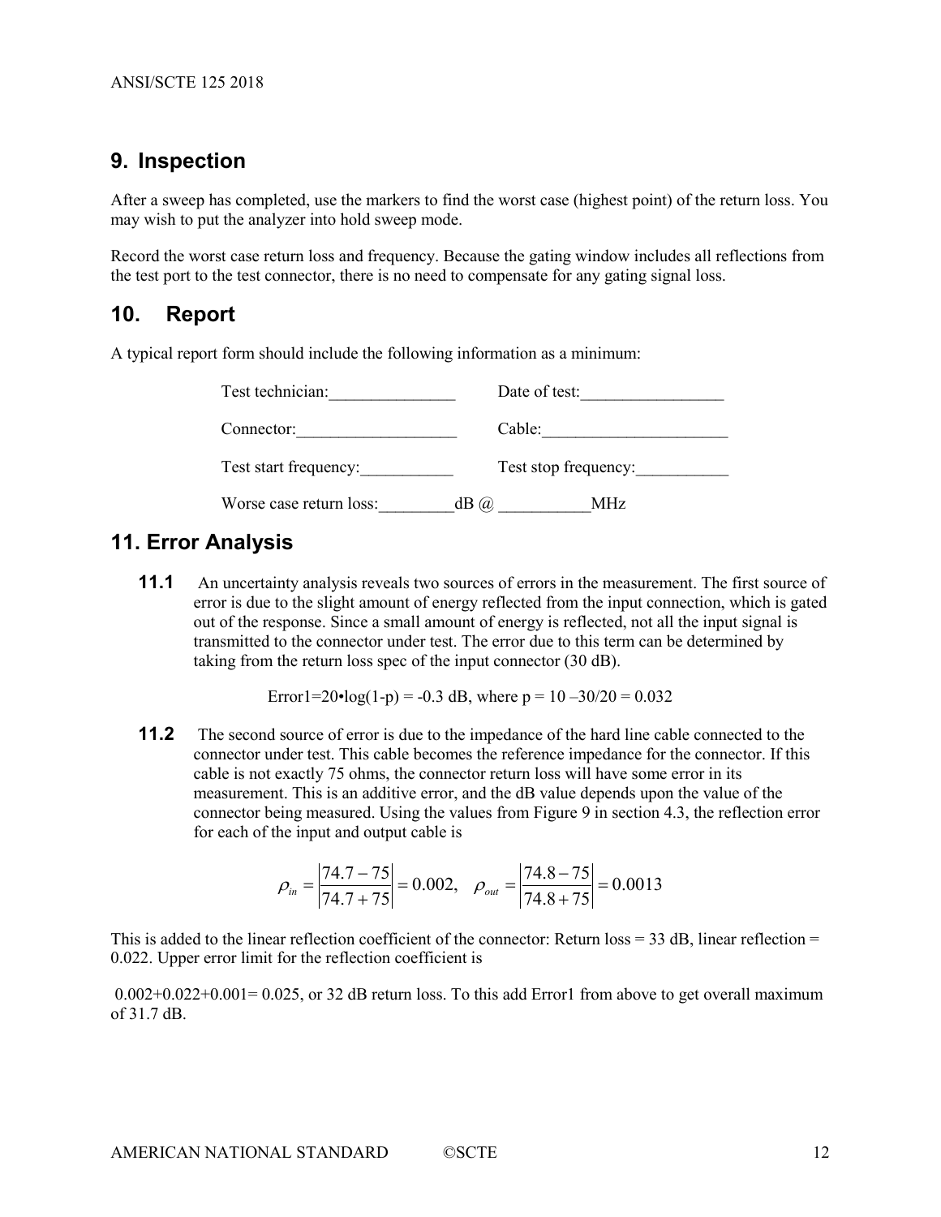## 9. Inspection

After a sweep has completed, use the markers to find the worst case (highest point) of the return loss. You may wish to put the analyzer into hold sweep mode.

Record the worst case return loss and frequency. Because the gating window includes all reflections from the test port to the test connector, there is no need to compensate for any gating signal loss.

## 10. Report

A typical report form should include the following information as a minimum:

Test technician:_______________ Date of test:_________________

Connector:___________________ Cable:______________________

Test start frequency:___________ Test stop frequency:___________

Worse case return loss:_________dB @ ___________MHz

## 11. Error Analysis

**11.1** An uncertainty analysis reveals two sources of errors in the measurement. The first source of error is due to the slight amount of energy reflected from the input connection, which is gated out of the response. Since a small amount of energy is reflected, not all the input signal is transmitted to the connector under test. The error due to this term can be determined by taking from the return loss spec of the input connector (30 dB).

Error1=20•log(1-p) = -0.3 dB, where p = 10 –30/20 = 0.032

**11.2** The second source of error is due to the impedance of the hard line cable connected to the connector under test. This cable becomes the reference impedance for the connector. If this cable is not exactly 75 ohms, the connector return loss will have some error in its measurement. This is an additive error, and the dB value depends upon the value of the connector being measured. Using the values from Figure 9 in section 4.3, the reflection error for each of the input and output cable is

$$\rho_{in} = \left|\frac{74.7-75}{74.7+75}\right| = 0.002, \quad \rho_{out} = \left|\frac{74.8-75}{74.8+75}\right| = 0.0013$$

This is added to the linear reflection coefficient of the connector: Return loss = 33 dB, linear reflection = 0.022. Upper error limit for the reflection coefficient is

0.002+0.022+0.001= 0.025, or 32 dB return loss. To this add Error1 from above to get overall maximum of 31.7 dB.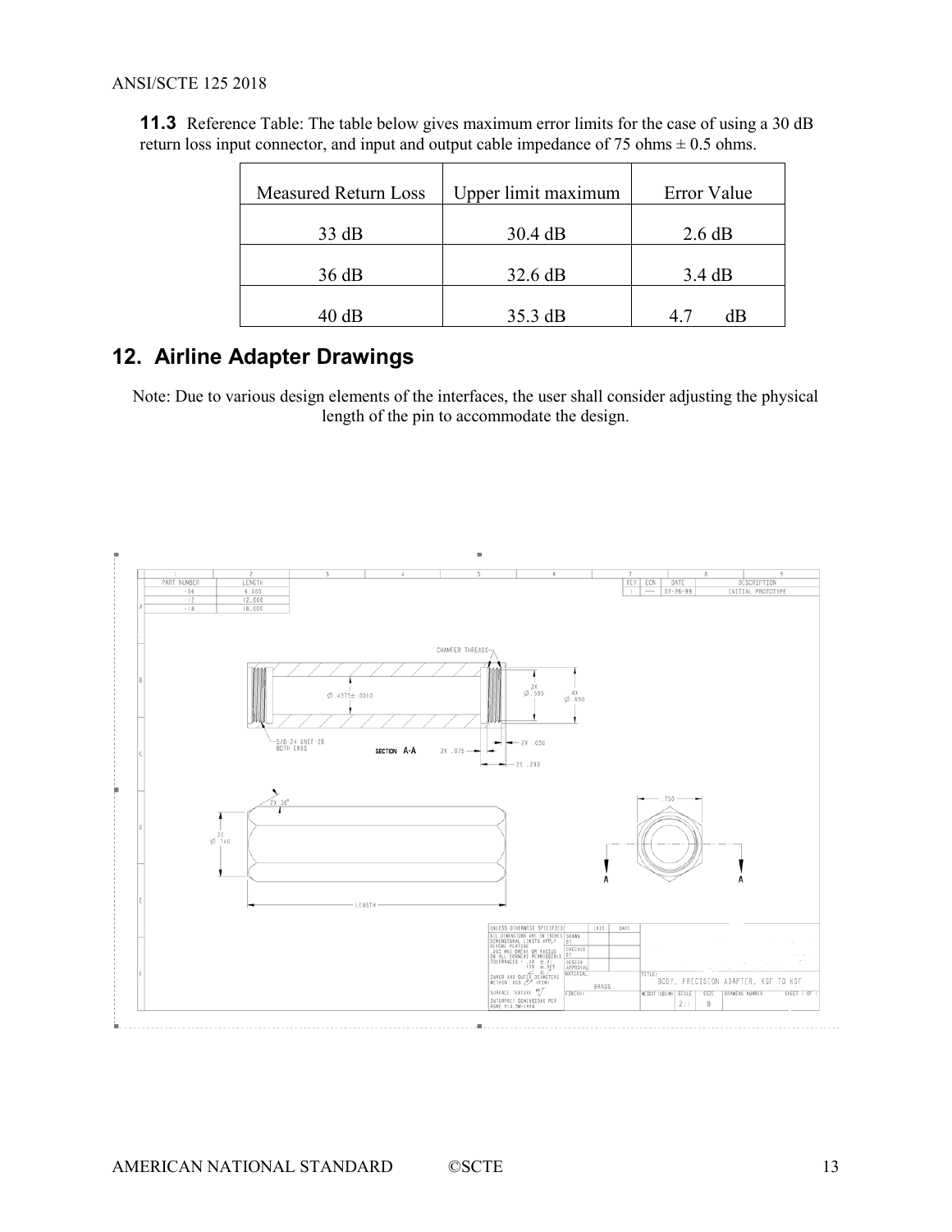**11.3** Reference Table: The table below gives maximum error limits for the case of using a 30 dB return loss input connector, and input and output cable impedance of 75 ohms ± 0.5 ohms.

| Measured Return Loss | Upper limit maximum | Error Value |
|---|---|---|
| 33 dB | 30.4 dB | 2.6 dB |
| 36 dB | 32.6 dB | 3.4 dB |
| 40 dB | 35.3 dB | 4.7 dB |

## 12. Airline Adapter Drawings

Note: Due to various design elements of the interfaces, the user shall consider adjusting the physical length of the pin to accommodate the design.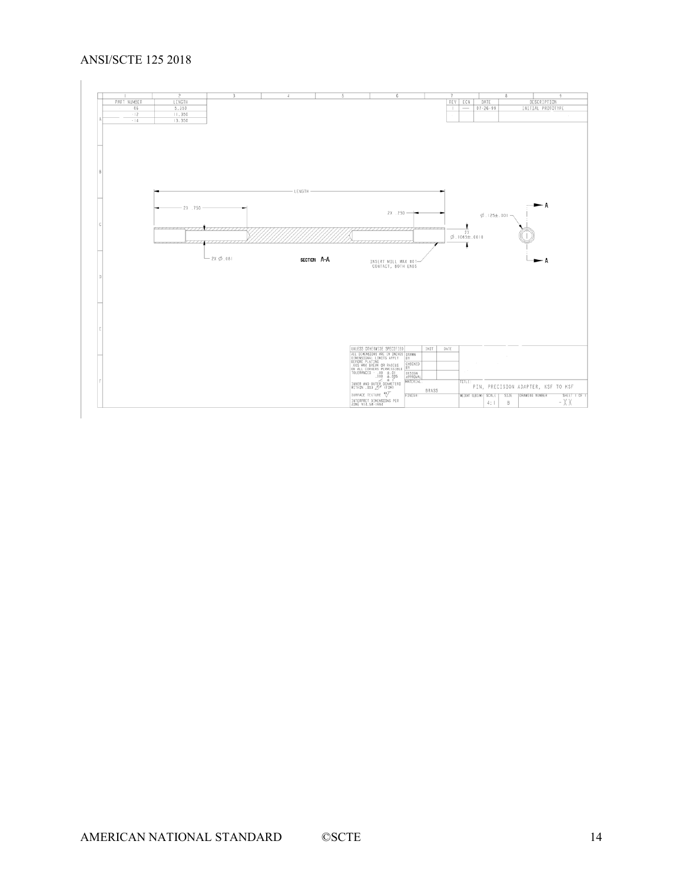| PART NUMBER | LENGTH |
|---|---|
| -06 | 5.350 |
| -12 | 11.350 |
| -14 | 13.350 |

| REV | ECN | DATE | DESCRIPTION |
|---|---|---|---|
| 1 | — | 07-26-99 | INITIAL PROTOTYPE |

LENGTH

2X .750

2X .750

2X Ø.681

SECTION A-A

INSERT MILL MAX #07 CONTACT, BOTH ENDS

2X Ø.1065±.0010

Ø.125±.001

A

A

UNLESS OTHERWISE SPECIFIED
ALL DIMENSIONS ARE IN INCHES
DIMENSIONAL LIMITS APPLY BEFORE PLATING
.005 MAX BREAK OR RADIUS ON ALL CORNERS PERMISSIBLE
TOLERANCES: .XX ±.01
.XXX ±.005
∠ ±1°
INNER AND OUTER DIAMETERS WITHIN .003 (FIM)
SURFACE TEXTURE 63
INTERPRET DIMENSIONS PER ASME Y14.5M-1994

| | INIT | DATE |
|---|---|---|
| DRAWN BY | | |
| CHECKED BY | | |
| DESIGN APPROVAL | | |

MATERIAL: BRASS

FINISH:

TITLE: PIN, PRECISION ADAPTER, KSF TO KSF

| WEIGHT (LBS/M) | SCALE | SIZE | DRAWING NUMBER | SHEET 1 OF 1 |
|---|---|---|---|---|
| | 4:1 | B | -XX | |